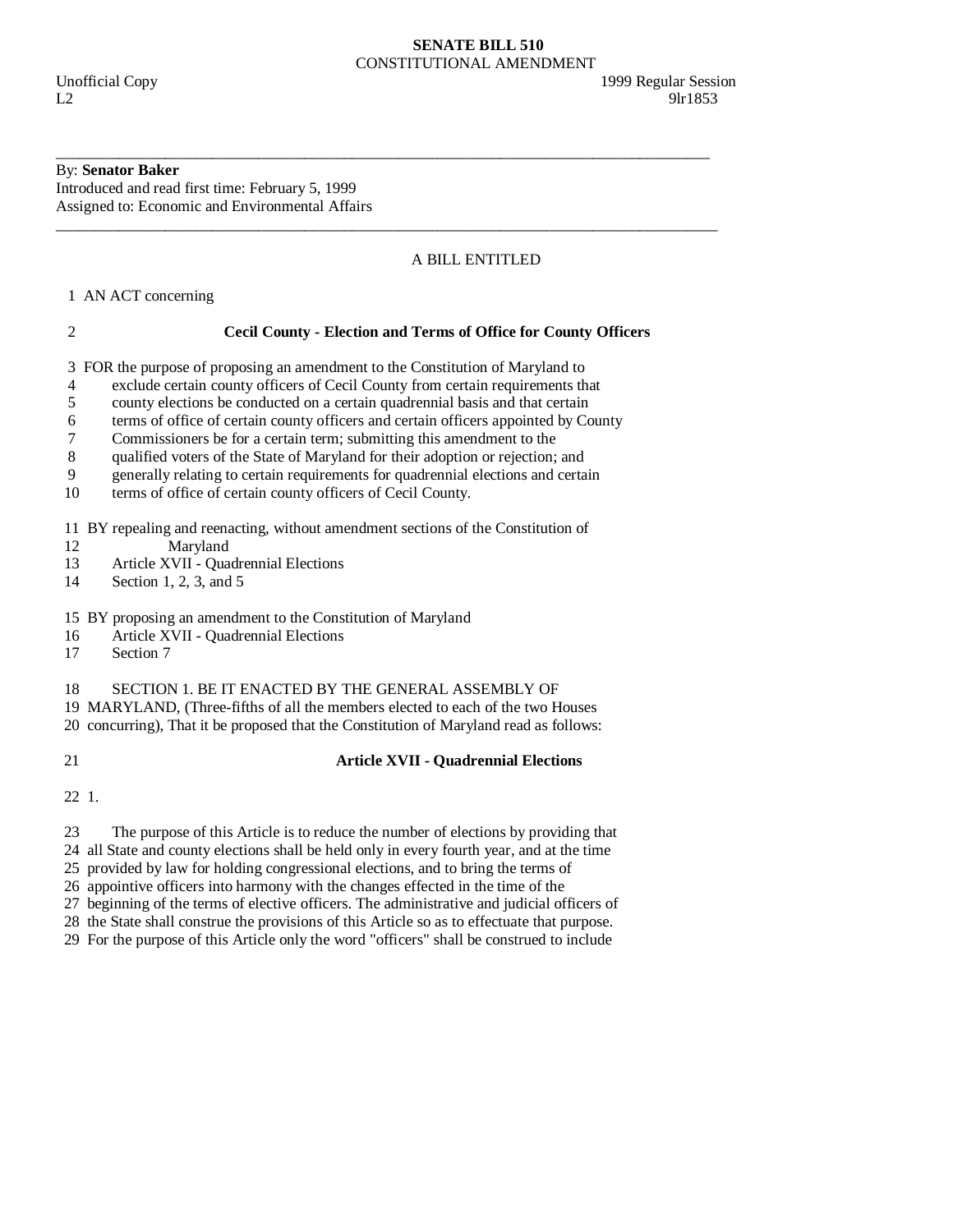**SENATE BILL 510**
CONSTITUTIONAL AMENDMENT

Unofficial Copy 1999 Regular Session
L2 9lr1853

---

By: **Senator Baker**
Introduced and read first time: February 5, 1999
Assigned to: Economic and Environmental Affairs

---

A BILL ENTITLED

1 AN ACT concerning

2 **Cecil County - Election and Terms of Office for County Officers**

3 FOR the purpose of proposing an amendment to the Constitution of Maryland to
4 exclude certain county officers of Cecil County from certain requirements that
5 county elections be conducted on a certain quadrennial basis and that certain
6 terms of office of certain county officers and certain officers appointed by County
7 Commissioners be for a certain term; submitting this amendment to the
8 qualified voters of the State of Maryland for their adoption or rejection; and
9 generally relating to certain requirements for quadrennial elections and certain
10 terms of office of certain county officers of Cecil County.

11 BY repealing and reenacting, without amendment sections of the Constitution of
12 Maryland
13 Article XVII - Quadrennial Elections
14 Section 1, 2, 3, and 5

15 BY proposing an amendment to the Constitution of Maryland
16 Article XVII - Quadrennial Elections
17 Section 7

18 SECTION 1. BE IT ENACTED BY THE GENERAL ASSEMBLY OF
19 MARYLAND, (Three-fifths of all the members elected to each of the two Houses
20 concurring), That it be proposed that the Constitution of Maryland read as follows:

21 **Article XVII - Quadrennial Elections**

22 1.

23 The purpose of this Article is to reduce the number of elections by providing that
24 all State and county elections shall be held only in every fourth year, and at the time
25 provided by law for holding congressional elections, and to bring the terms of
26 appointive officers into harmony with the changes effected in the time of the
27 beginning of the terms of elective officers. The administrative and judicial officers of
28 the State shall construe the provisions of this Article so as to effectuate that purpose.
29 For the purpose of this Article only the word "officers" shall be construed to include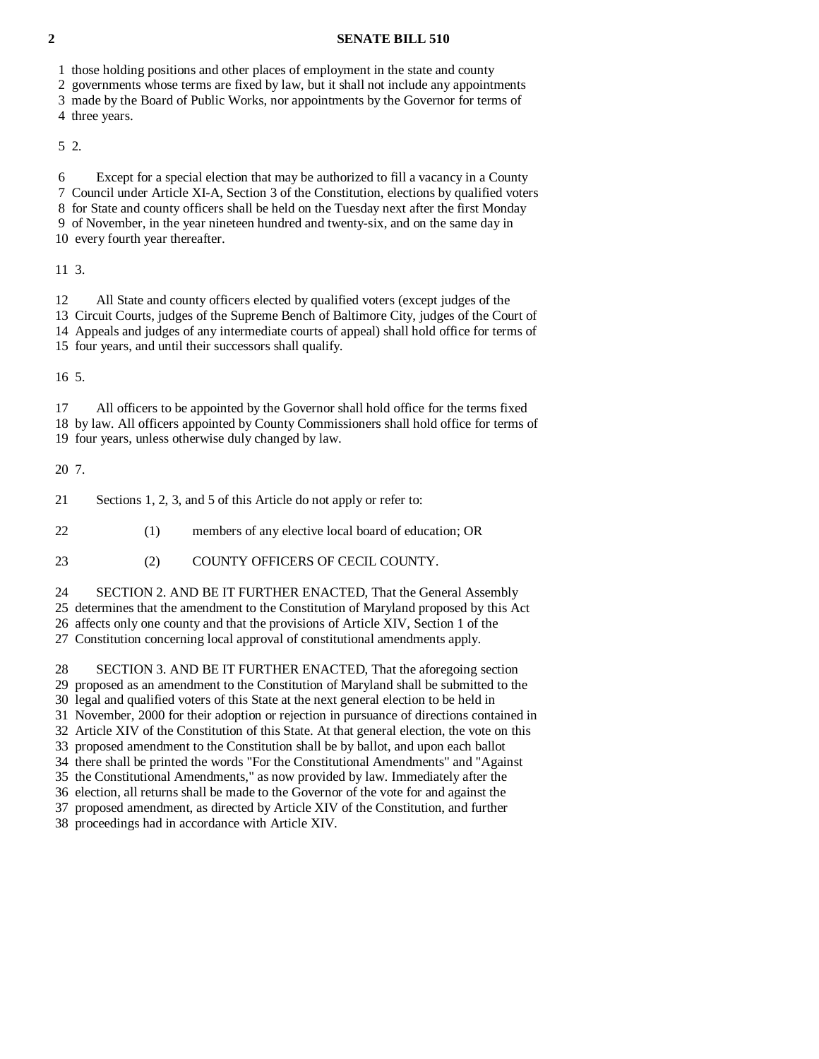those holding positions and other places of employment in the state and county governments whose terms are fixed by law, but it shall not include any appointments made by the Board of Public Works, nor appointments by the Governor for terms of three years.

2.

Except for a special election that may be authorized to fill a vacancy in a County Council under Article XI-A, Section 3 of the Constitution, elections by qualified voters for State and county officers shall be held on the Tuesday next after the first Monday of November, in the year nineteen hundred and twenty-six, and on the same day in every fourth year thereafter.

3.

All State and county officers elected by qualified voters (except judges of the Circuit Courts, judges of the Supreme Bench of Baltimore City, judges of the Court of Appeals and judges of any intermediate courts of appeal) shall hold office for terms of four years, and until their successors shall qualify.

5.

All officers to be appointed by the Governor shall hold office for the terms fixed by law. All officers appointed by County Commissioners shall hold office for terms of four years, unless otherwise duly changed by law.

7.

Sections 1, 2, 3, and 5 of this Article do not apply or refer to:

(1) members of any elective local board of education; OR

(2) COUNTY OFFICERS OF CECIL COUNTY.

SECTION 2. AND BE IT FURTHER ENACTED, That the General Assembly determines that the amendment to the Constitution of Maryland proposed by this Act affects only one county and that the provisions of Article XIV, Section 1 of the Constitution concerning local approval of constitutional amendments apply.

SECTION 3. AND BE IT FURTHER ENACTED, That the aforegoing section proposed as an amendment to the Constitution of Maryland shall be submitted to the legal and qualified voters of this State at the next general election to be held in November, 2000 for their adoption or rejection in pursuance of directions contained in Article XIV of the Constitution of this State. At that general election, the vote on this proposed amendment to the Constitution shall be by ballot, and upon each ballot there shall be printed the words "For the Constitutional Amendments" and "Against the Constitutional Amendments," as now provided by law. Immediately after the election, all returns shall be made to the Governor of the vote for and against the proposed amendment, as directed by Article XIV of the Constitution, and further proceedings had in accordance with Article XIV.